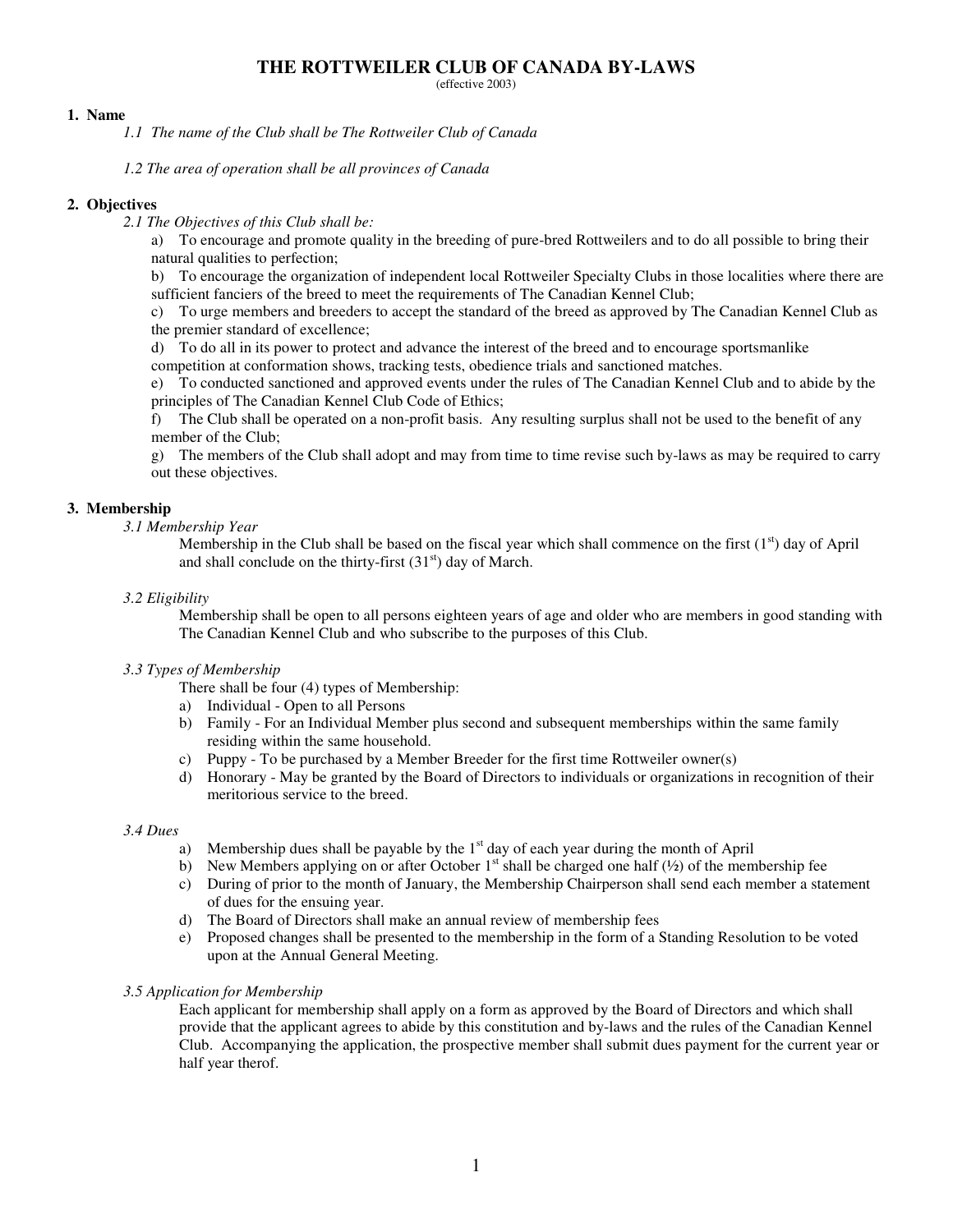# THE ROTTWEILER CLUB OF CANADA BY-LAWS

(effective 2003)

## 1. Name

*1.1 The name of the Club shall be The Rottweiler Club of Canada*

*1.2 The area of operation shall be all provinces of Canada*

## 2. Objectives

*2.1 The Objectives of this Club shall be:*

a) To encourage and promote quality in the breeding of pure-bred Rottweilers and to do all possible to bring their natural qualities to perfection;

b) To encourage the organization of independent local Rottweiler Specialty Clubs in those localities where there are sufficient fanciers of the breed to meet the requirements of The Canadian Kennel Club;

c) To urge members and breeders to accept the standard of the breed as approved by The Canadian Kennel Club as the premier standard of excellence;

d) To do all in its power to protect and advance the interest of the breed and to encourage sportsmanlike competition at conformation shows, tracking tests, obedience trials and sanctioned matches.

e) To conducted sanctioned and approved events under the rules of The Canadian Kennel Club and to abide by the principles of The Canadian Kennel Club Code of Ethics;

f) The Club shall be operated on a non-profit basis. Any resulting surplus shall not be used to the benefit of any member of the Club;

g) The members of the Club shall adopt and may from time to time revise such by-laws as may be required to carry out these objectives.

## 3. Membership

*3.1 Membership Year*

Membership in the Club shall be based on the fiscal year which shall commence on the first (1st) day of April and shall conclude on the thirty-first (31st) day of March.

*3.2 Eligibility*

Membership shall be open to all persons eighteen years of age and older who are members in good standing with The Canadian Kennel Club and who subscribe to the purposes of this Club.

*3.3 Types of Membership*

There shall be four (4) types of Membership:

a) Individual - Open to all Persons
b) Family - For an Individual Member plus second and subsequent memberships within the same family residing within the same household.
c) Puppy - To be purchased by a Member Breeder for the first time Rottweiler owner(s)
d) Honorary - May be granted by the Board of Directors to individuals or organizations in recognition of their meritorious service to the breed.

*3.4 Dues*

a) Membership dues shall be payable by the 1st day of each year during the month of April
b) New Members applying on or after October 1st shall be charged one half (½) of the membership fee
c) During of prior to the month of January, the Membership Chairperson shall send each member a statement of dues for the ensuing year.
d) The Board of Directors shall make an annual review of membership fees
e) Proposed changes shall be presented to the membership in the form of a Standing Resolution to be voted upon at the Annual General Meeting.

*3.5 Application for Membership*

Each applicant for membership shall apply on a form as approved by the Board of Directors and which shall provide that the applicant agrees to abide by this constitution and by-laws and the rules of the Canadian Kennel Club. Accompanying the application, the prospective member shall submit dues payment for the current year or half year therof.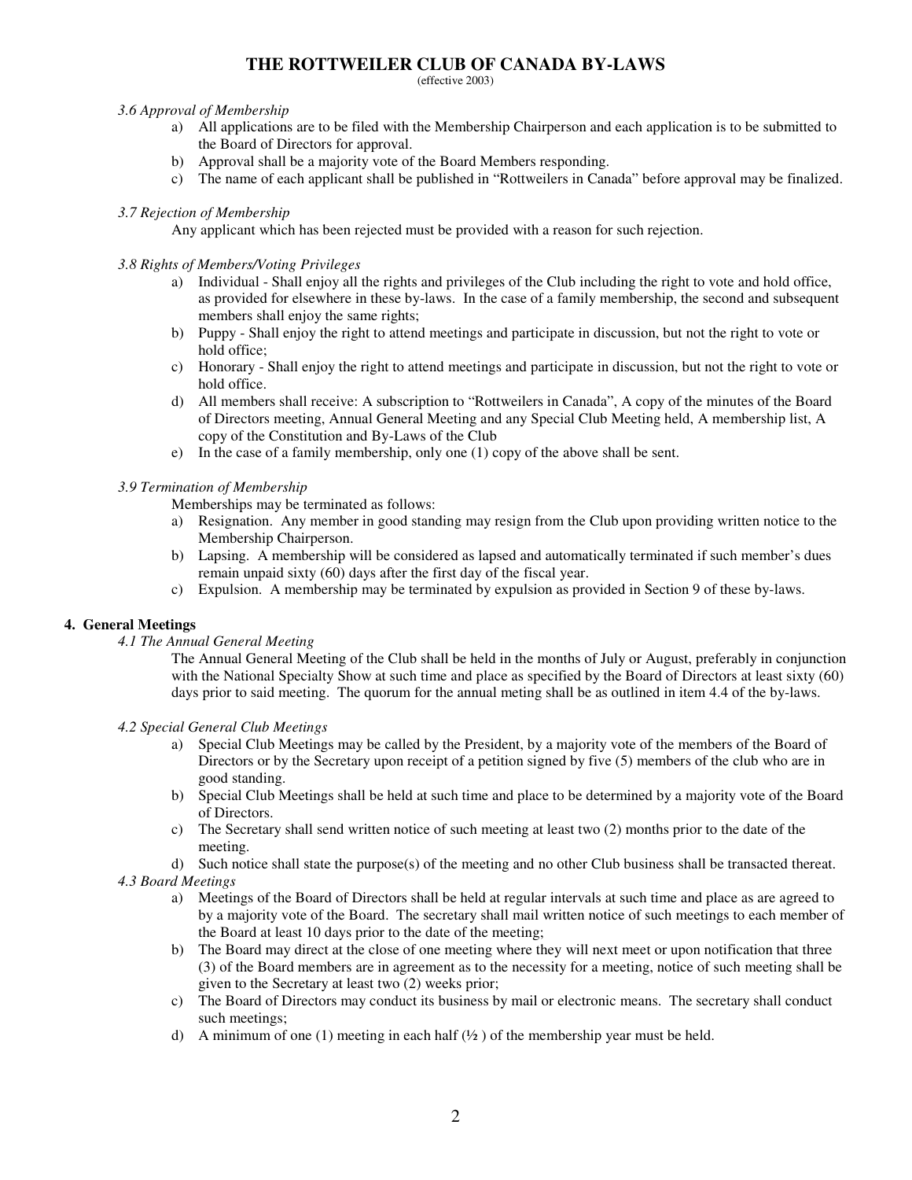# THE ROTTWEILER CLUB OF CANADA BY-LAWS

(effective 2003)

*3.6 Approval of Membership*

a) All applications are to be filed with the Membership Chairperson and each application is to be submitted to the Board of Directors for approval.
b) Approval shall be a majority vote of the Board Members responding.
c) The name of each applicant shall be published in "Rottweilers in Canada" before approval may be finalized.

*3.7 Rejection of Membership*

Any applicant which has been rejected must be provided with a reason for such rejection.

*3.8 Rights of Members/Voting Privileges*

a) Individual - Shall enjoy all the rights and privileges of the Club including the right to vote and hold office, as provided for elsewhere in these by-laws. In the case of a family membership, the second and subsequent members shall enjoy the same rights;
b) Puppy - Shall enjoy the right to attend meetings and participate in discussion, but not the right to vote or hold office;
c) Honorary - Shall enjoy the right to attend meetings and participate in discussion, but not the right to vote or hold office.
d) All members shall receive: A subscription to "Rottweilers in Canada", A copy of the minutes of the Board of Directors meeting, Annual General Meeting and any Special Club Meeting held, A membership list, A copy of the Constitution and By-Laws of the Club
e) In the case of a family membership, only one (1) copy of the above shall be sent.

*3.9 Termination of Membership*

Memberships may be terminated as follows:

a) Resignation. Any member in good standing may resign from the Club upon providing written notice to the Membership Chairperson.
b) Lapsing. A membership will be considered as lapsed and automatically terminated if such member's dues remain unpaid sixty (60) days after the first day of the fiscal year.
c) Expulsion. A membership may be terminated by expulsion as provided in Section 9 of these by-laws.

## 4. General Meetings

*4.1 The Annual General Meeting*

The Annual General Meeting of the Club shall be held in the months of July or August, preferably in conjunction with the National Specialty Show at such time and place as specified by the Board of Directors at least sixty (60) days prior to said meeting. The quorum for the annual meting shall be as outlined in item 4.4 of the by-laws.

*4.2 Special General Club Meetings*

a) Special Club Meetings may be called by the President, by a majority vote of the members of the Board of Directors or by the Secretary upon receipt of a petition signed by five (5) members of the club who are in good standing.
b) Special Club Meetings shall be held at such time and place to be determined by a majority vote of the Board of Directors.
c) The Secretary shall send written notice of such meeting at least two (2) months prior to the date of the meeting.
d) Such notice shall state the purpose(s) of the meeting and no other Club business shall be transacted thereat.

*4.3 Board Meetings*

a) Meetings of the Board of Directors shall be held at regular intervals at such time and place as are agreed to by a majority vote of the Board. The secretary shall mail written notice of such meetings to each member of the Board at least 10 days prior to the date of the meeting;
b) The Board may direct at the close of one meeting where they will next meet or upon notification that three (3) of the Board members are in agreement as to the necessity for a meeting, notice of such meeting shall be given to the Secretary at least two (2) weeks prior;
c) The Board of Directors may conduct its business by mail or electronic means. The secretary shall conduct such meetings;
d) A minimum of one (1) meeting in each half (½ ) of the membership year must be held.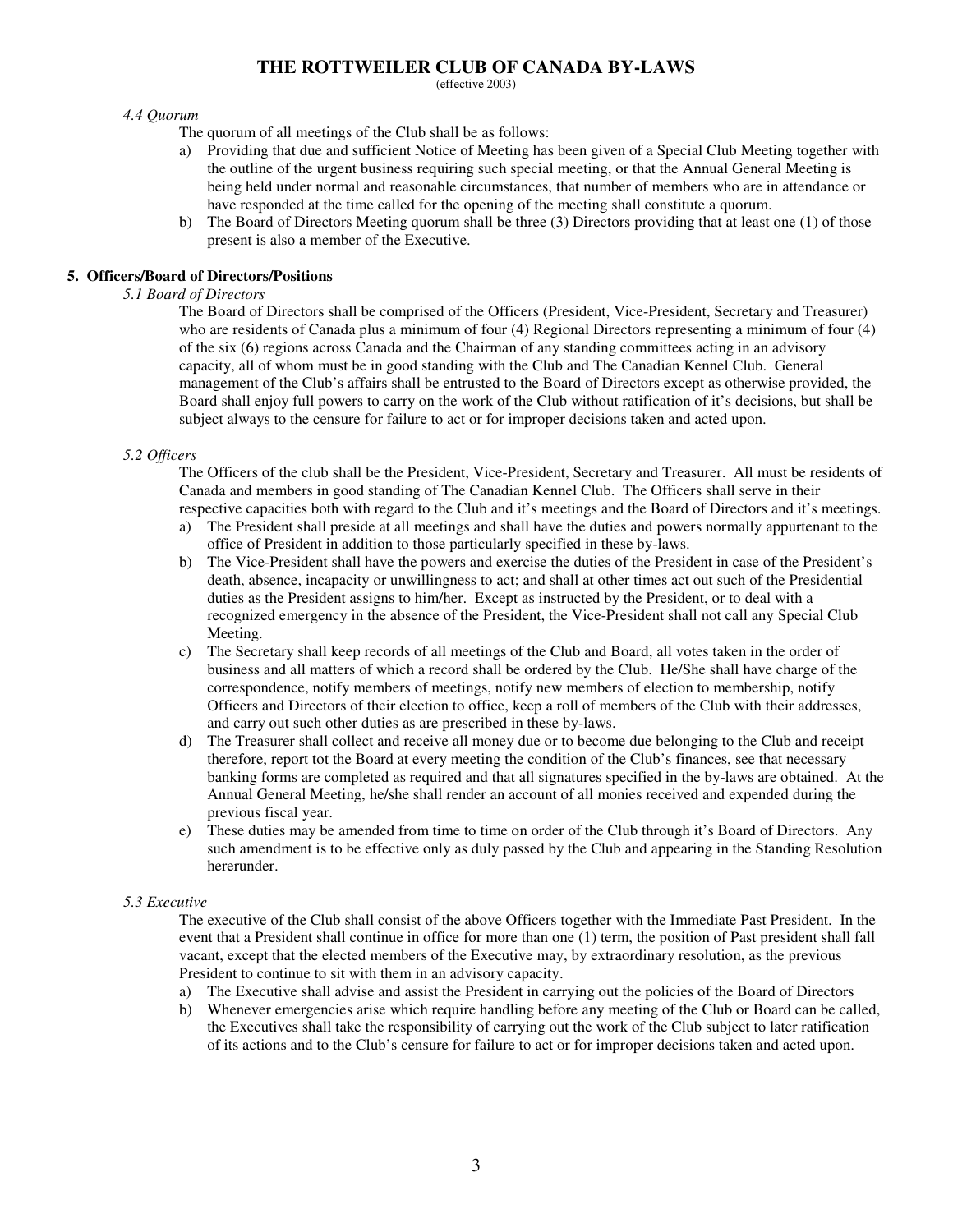*4.4 Quorum*

The quorum of all meetings of the Club shall be as follows:

a) Providing that due and sufficient Notice of Meeting has been given of a Special Club Meeting together with the outline of the urgent business requiring such special meeting, or that the Annual General Meeting is being held under normal and reasonable circumstances, that number of members who are in attendance or have responded at the time called for the opening of the meeting shall constitute a quorum.
b) The Board of Directors Meeting quorum shall be three (3) Directors providing that at least one (1) of those present is also a member of the Executive.

**5. Officers/Board of Directors/Positions**

*5.1 Board of Directors*

The Board of Directors shall be comprised of the Officers (President, Vice-President, Secretary and Treasurer) who are residents of Canada plus a minimum of four (4) Regional Directors representing a minimum of four (4) of the six (6) regions across Canada and the Chairman of any standing committees acting in an advisory capacity, all of whom must be in good standing with the Club and The Canadian Kennel Club. General management of the Club's affairs shall be entrusted to the Board of Directors except as otherwise provided, the Board shall enjoy full powers to carry on the work of the Club without ratification of it's decisions, but shall be subject always to the censure for failure to act or for improper decisions taken and acted upon.

*5.2 Officers*

The Officers of the club shall be the President, Vice-President, Secretary and Treasurer. All must be residents of Canada and members in good standing of The Canadian Kennel Club. The Officers shall serve in their respective capacities both with regard to the Club and it's meetings and the Board of Directors and it's meetings.

a) The President shall preside at all meetings and shall have the duties and powers normally appurtenant to the office of President in addition to those particularly specified in these by-laws.
b) The Vice-President shall have the powers and exercise the duties of the President in case of the President's death, absence, incapacity or unwillingness to act; and shall at other times act out such of the Presidential duties as the President assigns to him/her. Except as instructed by the President, or to deal with a recognized emergency in the absence of the President, the Vice-President shall not call any Special Club Meeting.
c) The Secretary shall keep records of all meetings of the Club and Board, all votes taken in the order of business and all matters of which a record shall be ordered by the Club. He/She shall have charge of the correspondence, notify members of meetings, notify new members of election to membership, notify Officers and Directors of their election to office, keep a roll of members of the Club with their addresses, and carry out such other duties as are prescribed in these by-laws.
d) The Treasurer shall collect and receive all money due or to become due belonging to the Club and receipt therefore, report tot the Board at every meeting the condition of the Club's finances, see that necessary banking forms are completed as required and that all signatures specified in the by-laws are obtained. At the Annual General Meeting, he/she shall render an account of all monies received and expended during the previous fiscal year.
e) These duties may be amended from time to time on order of the Club through it's Board of Directors. Any such amendment is to be effective only as duly passed by the Club and appearing in the Standing Resolution hererunder.

*5.3 Executive*

The executive of the Club shall consist of the above Officers together with the Immediate Past President. In the event that a President shall continue in office for more than one (1) term, the position of Past president shall fall vacant, except that the elected members of the Executive may, by extraordinary resolution, as the previous President to continue to sit with them in an advisory capacity.

a) The Executive shall advise and assist the President in carrying out the policies of the Board of Directors
b) Whenever emergencies arise which require handling before any meeting of the Club or Board can be called, the Executives shall take the responsibility of carrying out the work of the Club subject to later ratification of its actions and to the Club's censure for failure to act or for improper decisions taken and acted upon.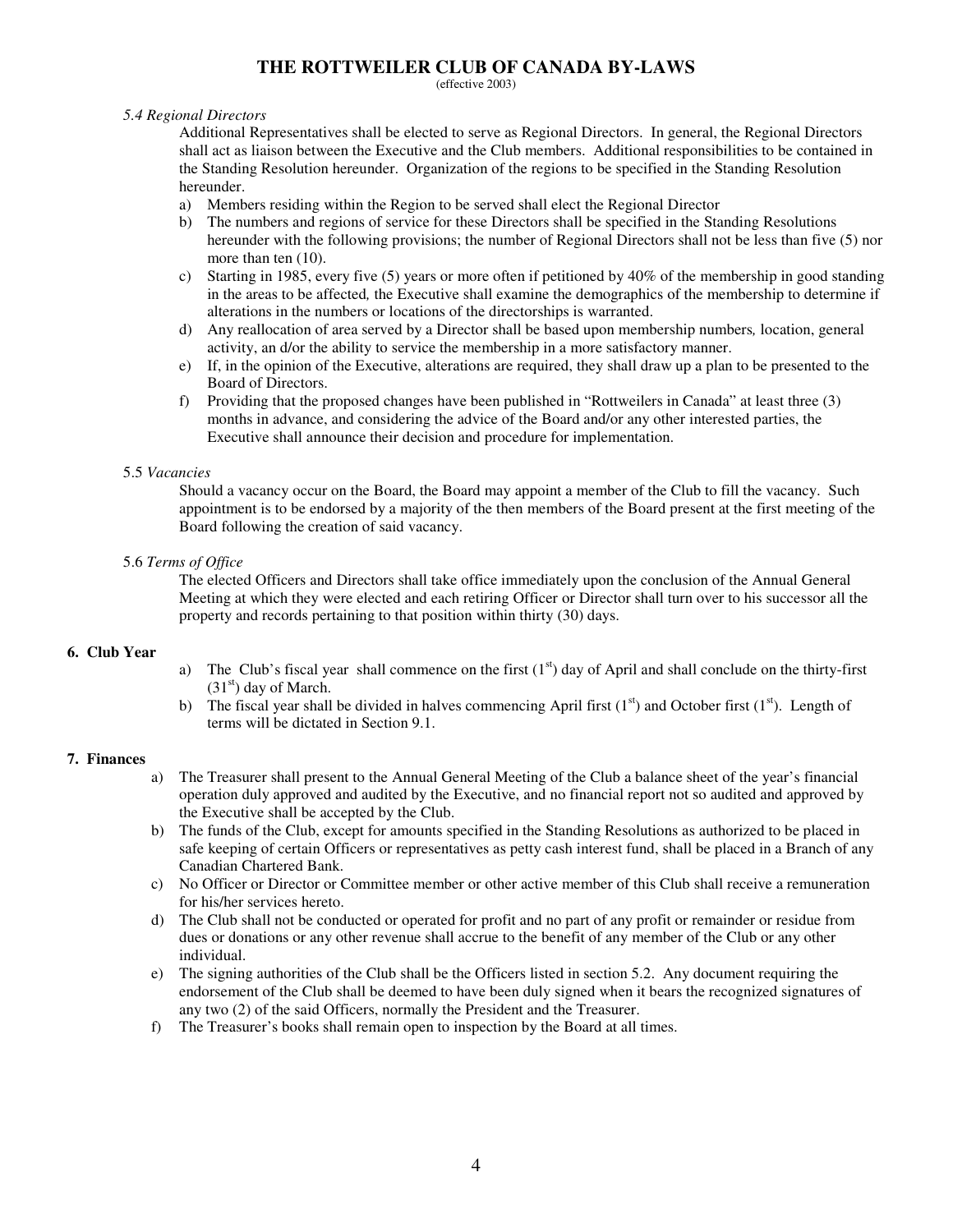# THE ROTTWEILER CLUB OF CANADA BY-LAWS

(effective 2003)

5.4 *Regional Directors*

Additional Representatives shall be elected to serve as Regional Directors. In general, the Regional Directors shall act as liaison between the Executive and the Club members. Additional responsibilities to be contained in the Standing Resolution hereunder. Organization of the regions to be specified in the Standing Resolution hereunder.

a) Members residing within the Region to be served shall elect the Regional Director
b) The numbers and regions of service for these Directors shall be specified in the Standing Resolutions hereunder with the following provisions; the number of Regional Directors shall not be less than five (5) nor more than ten (10).
c) Starting in 1985, every five (5) years or more often if petitioned by 40% of the membership in good standing in the areas to be affected, the Executive shall examine the demographics of the membership to determine if alterations in the numbers or locations of the directorships is warranted.
d) Any reallocation of area served by a Director shall be based upon membership numbers, location, general activity, an d/or the ability to service the membership in a more satisfactory manner.
e) If, in the opinion of the Executive, alterations are required, they shall draw up a plan to be presented to the Board of Directors.
f) Providing that the proposed changes have been published in "Rottweilers in Canada" at least three (3) months in advance, and considering the advice of the Board and/or any other interested parties, the Executive shall announce their decision and procedure for implementation.

5.5 *Vacancies*

Should a vacancy occur on the Board, the Board may appoint a member of the Club to fill the vacancy. Such appointment is to be endorsed by a majority of the then members of the Board present at the first meeting of the Board following the creation of said vacancy.

5.6 *Terms of Office*

The elected Officers and Directors shall take office immediately upon the conclusion of the Annual General Meeting at which they were elected and each retiring Officer or Director shall turn over to his successor all the property and records pertaining to that position within thirty (30) days.

## 6. Club Year

a) The Club's fiscal year shall commence on the first (1st) day of April and shall conclude on the thirty-first (31st) day of March.
b) The fiscal year shall be divided in halves commencing April first (1st) and October first (1st). Length of terms will be dictated in Section 9.1.

## 7. Finances

a) The Treasurer shall present to the Annual General Meeting of the Club a balance sheet of the year's financial operation duly approved and audited by the Executive, and no financial report not so audited and approved by the Executive shall be accepted by the Club.
b) The funds of the Club, except for amounts specified in the Standing Resolutions as authorized to be placed in safe keeping of certain Officers or representatives as petty cash interest fund, shall be placed in a Branch of any Canadian Chartered Bank.
c) No Officer or Director or Committee member or other active member of this Club shall receive a remuneration for his/her services hereto.
d) The Club shall not be conducted or operated for profit and no part of any profit or remainder or residue from dues or donations or any other revenue shall accrue to the benefit of any member of the Club or any other individual.
e) The signing authorities of the Club shall be the Officers listed in section 5.2. Any document requiring the endorsement of the Club shall be deemed to have been duly signed when it bears the recognized signatures of any two (2) of the said Officers, normally the President and the Treasurer.
f) The Treasurer's books shall remain open to inspection by the Board at all times.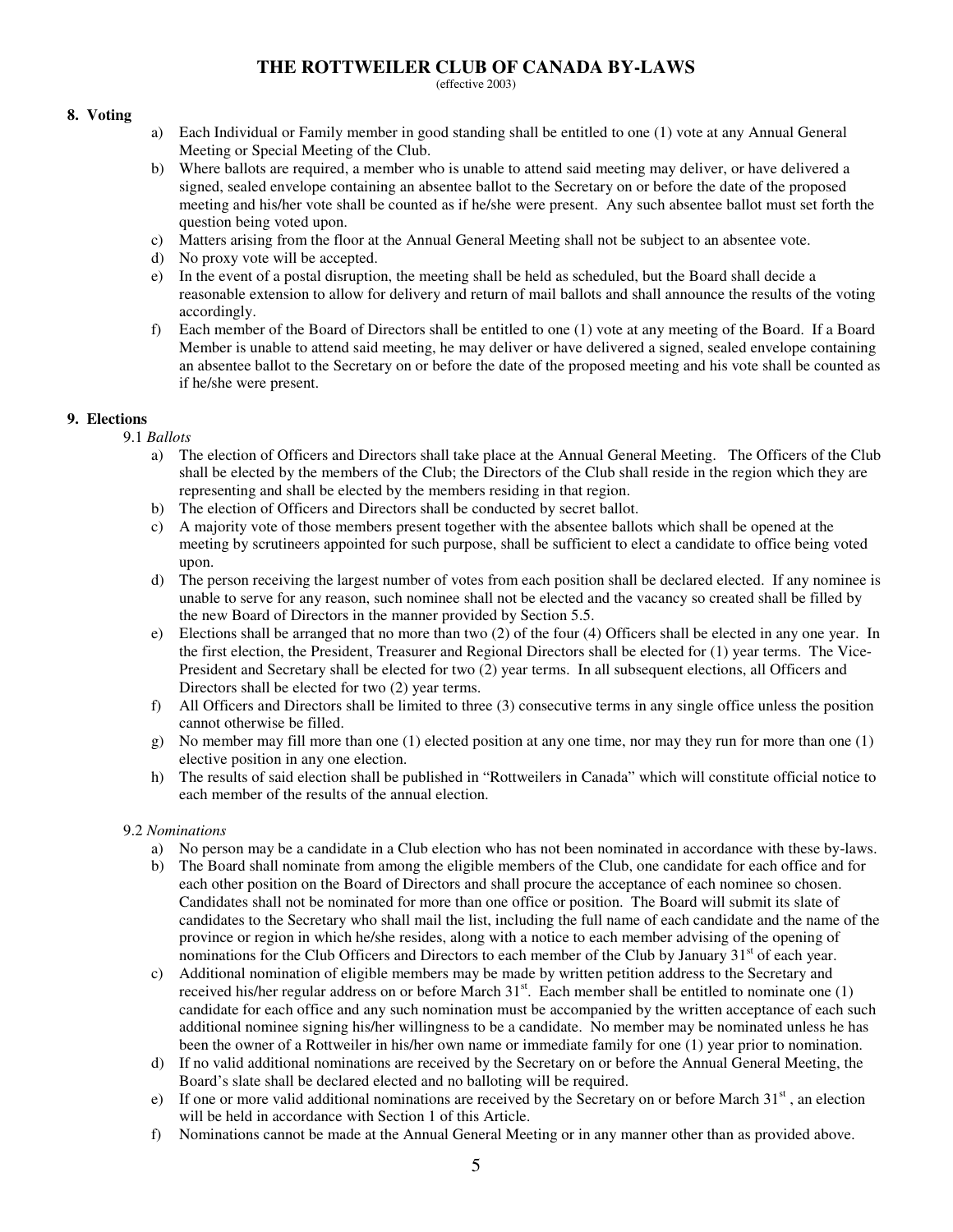# THE ROTTWEILER CLUB OF CANADA BY-LAWS

(effective 2003)

## 8. Voting

a) Each Individual or Family member in good standing shall be entitled to one (1) vote at any Annual General Meeting or Special Meeting of the Club.

b) Where ballots are required, a member who is unable to attend said meeting may deliver, or have delivered a signed, sealed envelope containing an absentee ballot to the Secretary on or before the date of the proposed meeting and his/her vote shall be counted as if he/she were present. Any such absentee ballot must set forth the question being voted upon.

c) Matters arising from the floor at the Annual General Meeting shall not be subject to an absentee vote.

d) No proxy vote will be accepted.

e) In the event of a postal disruption, the meeting shall be held as scheduled, but the Board shall decide a reasonable extension to allow for delivery and return of mail ballots and shall announce the results of the voting accordingly.

f) Each member of the Board of Directors shall be entitled to one (1) vote at any meeting of the Board. If a Board Member is unable to attend said meeting, he may deliver or have delivered a signed, sealed envelope containing an absentee ballot to the Secretary on or before the date of the proposed meeting and his vote shall be counted as if he/she were present.

## 9. Elections

### 9.1 *Ballots*

a) The election of Officers and Directors shall take place at the Annual General Meeting. The Officers of the Club shall be elected by the members of the Club; the Directors of the Club shall reside in the region which they are representing and shall be elected by the members residing in that region.

b) The election of Officers and Directors shall be conducted by secret ballot.

c) A majority vote of those members present together with the absentee ballots which shall be opened at the meeting by scrutineers appointed for such purpose, shall be sufficient to elect a candidate to office being voted upon.

d) The person receiving the largest number of votes from each position shall be declared elected. If any nominee is unable to serve for any reason, such nominee shall not be elected and the vacancy so created shall be filled by the new Board of Directors in the manner provided by Section 5.5.

e) Elections shall be arranged that no more than two (2) of the four (4) Officers shall be elected in any one year. In the first election, the President, Treasurer and Regional Directors shall be elected for (1) year terms. The Vice-President and Secretary shall be elected for two (2) year terms. In all subsequent elections, all Officers and Directors shall be elected for two (2) year terms.

f) All Officers and Directors shall be limited to three (3) consecutive terms in any single office unless the position cannot otherwise be filled.

g) No member may fill more than one (1) elected position at any one time, nor may they run for more than one (1) elective position in any one election.

h) The results of said election shall be published in "Rottweilers in Canada" which will constitute official notice to each member of the results of the annual election.

### 9.2 *Nominations*

a) No person may be a candidate in a Club election who has not been nominated in accordance with these by-laws.

b) The Board shall nominate from among the eligible members of the Club, one candidate for each office and for each other position on the Board of Directors and shall procure the acceptance of each nominee so chosen. Candidates shall not be nominated for more than one office or position. The Board will submit its slate of candidates to the Secretary who shall mail the list, including the full name of each candidate and the name of the province or region in which he/she resides, along with a notice to each member advising of the opening of nominations for the Club Officers and Directors to each member of the Club by January 31st of each year.

c) Additional nomination of eligible members may be made by written petition address to the Secretary and received his/her regular address on or before March 31st. Each member shall be entitled to nominate one (1) candidate for each office and any such nomination must be accompanied by the written acceptance of each such additional nominee signing his/her willingness to be a candidate. No member may be nominated unless he has been the owner of a Rottweiler in his/her own name or immediate family for one (1) year prior to nomination.

d) If no valid additional nominations are received by the Secretary on or before the Annual General Meeting, the Board's slate shall be declared elected and no balloting will be required.

e) If one or more valid additional nominations are received by the Secretary on or before March 31st , an election will be held in accordance with Section 1 of this Article.

f) Nominations cannot be made at the Annual General Meeting or in any manner other than as provided above.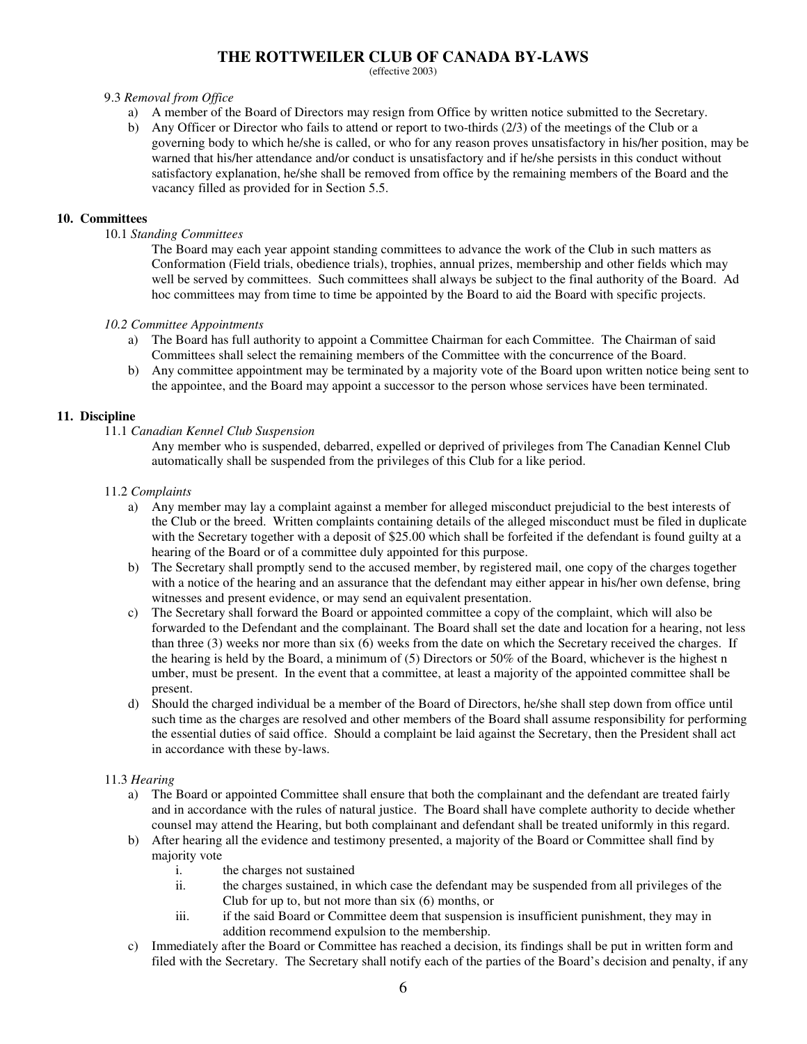9.3 *Removal from Office*

a) A member of the Board of Directors may resign from Office by written notice submitted to the Secretary.
b) Any Officer or Director who fails to attend or report to two-thirds (2/3) of the meetings of the Club or a governing body to which he/she is called, or who for any reason proves unsatisfactory in his/her position, may be warned that his/her attendance and/or conduct is unsatisfactory and if he/she persists in this conduct without satisfactory explanation, he/she shall be removed from office by the remaining members of the Board and the vacancy filled as provided for in Section 5.5.

## 10. Committees

10.1 *Standing Committees*

The Board may each year appoint standing committees to advance the work of the Club in such matters as Conformation (Field trials, obedience trials), trophies, annual prizes, membership and other fields which may well be served by committees. Such committees shall always be subject to the final authority of the Board. Ad hoc committees may from time to time be appointed by the Board to aid the Board with specific projects.

*10.2 Committee Appointments*

a) The Board has full authority to appoint a Committee Chairman for each Committee. The Chairman of said Committees shall select the remaining members of the Committee with the concurrence of the Board.
b) Any committee appointment may be terminated by a majority vote of the Board upon written notice being sent to the appointee, and the Board may appoint a successor to the person whose services have been terminated.

## 11. Discipline

11.1 *Canadian Kennel Club Suspension*

Any member who is suspended, debarred, expelled or deprived of privileges from The Canadian Kennel Club automatically shall be suspended from the privileges of this Club for a like period.

11.2 *Complaints*

a) Any member may lay a complaint against a member for alleged misconduct prejudicial to the best interests of the Club or the breed. Written complaints containing details of the alleged misconduct must be filed in duplicate with the Secretary together with a deposit of $25.00 which shall be forfeited if the defendant is found guilty at a hearing of the Board or of a committee duly appointed for this purpose.
b) The Secretary shall promptly send to the accused member, by registered mail, one copy of the charges together with a notice of the hearing and an assurance that the defendant may either appear in his/her own defense, bring witnesses and present evidence, or may send an equivalent presentation.
c) The Secretary shall forward the Board or appointed committee a copy of the complaint, which will also be forwarded to the Defendant and the complainant. The Board shall set the date and location for a hearing, not less than three (3) weeks nor more than six (6) weeks from the date on which the Secretary received the charges. If the hearing is held by the Board, a minimum of (5) Directors or 50% of the Board, whichever is the highest n umber, must be present. In the event that a committee, at least a majority of the appointed committee shall be present.
d) Should the charged individual be a member of the Board of Directors, he/she shall step down from office until such time as the charges are resolved and other members of the Board shall assume responsibility for performing the essential duties of said office. Should a complaint be laid against the Secretary, then the President shall act in accordance with these by-laws.

11.3 *Hearing*

a) The Board or appointed Committee shall ensure that both the complainant and the defendant are treated fairly and in accordance with the rules of natural justice. The Board shall have complete authority to decide whether counsel may attend the Hearing, but both complainant and defendant shall be treated uniformly in this regard.
b) After hearing all the evidence and testimony presented, a majority of the Board or Committee shall find by majority vote
    i. the charges not sustained
    ii. the charges sustained, in which case the defendant may be suspended from all privileges of the Club for up to, but not more than six (6) months, or
    iii. if the said Board or Committee deem that suspension is insufficient punishment, they may in addition recommend expulsion to the membership.
c) Immediately after the Board or Committee has reached a decision, its findings shall be put in written form and filed with the Secretary. The Secretary shall notify each of the parties of the Board's decision and penalty, if any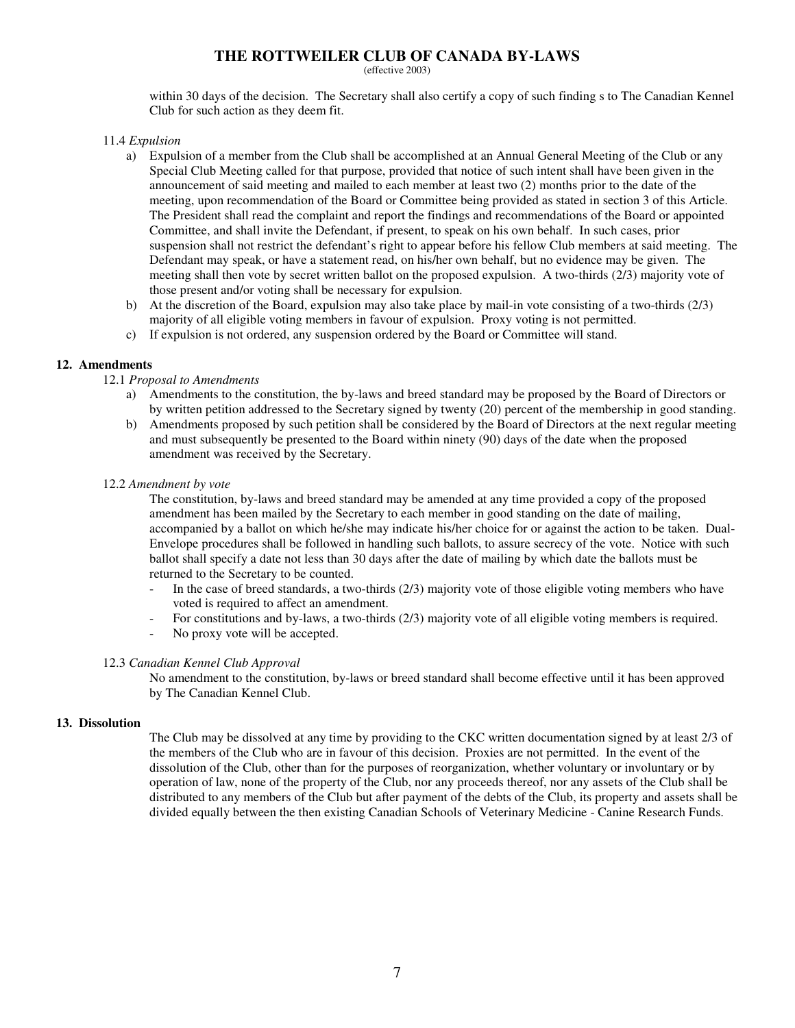within 30 days of the decision. The Secretary shall also certify a copy of such finding s to The Canadian Kennel Club for such action as they deem fit.

11.4 *Expulsion*

a) Expulsion of a member from the Club shall be accomplished at an Annual General Meeting of the Club or any Special Club Meeting called for that purpose, provided that notice of such intent shall have been given in the announcement of said meeting and mailed to each member at least two (2) months prior to the date of the meeting, upon recommendation of the Board or Committee being provided as stated in section 3 of this Article. The President shall read the complaint and report the findings and recommendations of the Board or appointed Committee, and shall invite the Defendant, if present, to speak on his own behalf. In such cases, prior suspension shall not restrict the defendant's right to appear before his fellow Club members at said meeting. The Defendant may speak, or have a statement read, on his/her own behalf, but no evidence may be given. The meeting shall then vote by secret written ballot on the proposed expulsion. A two-thirds (2/3) majority vote of those present and/or voting shall be necessary for expulsion.
b) At the discretion of the Board, expulsion may also take place by mail-in vote consisting of a two-thirds (2/3) majority of all eligible voting members in favour of expulsion. Proxy voting is not permitted.
c) If expulsion is not ordered, any suspension ordered by the Board or Committee will stand.

## 12. Amendments

12.1 *Proposal to Amendments*

a) Amendments to the constitution, the by-laws and breed standard may be proposed by the Board of Directors or by written petition addressed to the Secretary signed by twenty (20) percent of the membership in good standing.
b) Amendments proposed by such petition shall be considered by the Board of Directors at the next regular meeting and must subsequently be presented to the Board within ninety (90) days of the date when the proposed amendment was received by the Secretary.

12.2 *Amendment by vote*

The constitution, by-laws and breed standard may be amended at any time provided a copy of the proposed amendment has been mailed by the Secretary to each member in good standing on the date of mailing, accompanied by a ballot on which he/she may indicate his/her choice for or against the action to be taken. Dual-Envelope procedures shall be followed in handling such ballots, to assure secrecy of the vote. Notice with such ballot shall specify a date not less than 30 days after the date of mailing by which date the ballots must be returned to the Secretary to be counted.

- In the case of breed standards, a two-thirds (2/3) majority vote of those eligible voting members who have voted is required to affect an amendment.
- For constitutions and by-laws, a two-thirds (2/3) majority vote of all eligible voting members is required.
- No proxy vote will be accepted.

12.3 *Canadian Kennel Club Approval*

No amendment to the constitution, by-laws or breed standard shall become effective until it has been approved by The Canadian Kennel Club.

## 13. Dissolution

The Club may be dissolved at any time by providing to the CKC written documentation signed by at least 2/3 of the members of the Club who are in favour of this decision. Proxies are not permitted. In the event of the dissolution of the Club, other than for the purposes of reorganization, whether voluntary or involuntary or by operation of law, none of the property of the Club, nor any proceeds thereof, nor any assets of the Club shall be distributed to any members of the Club but after payment of the debts of the Club, its property and assets shall be divided equally between the then existing Canadian Schools of Veterinary Medicine - Canine Research Funds.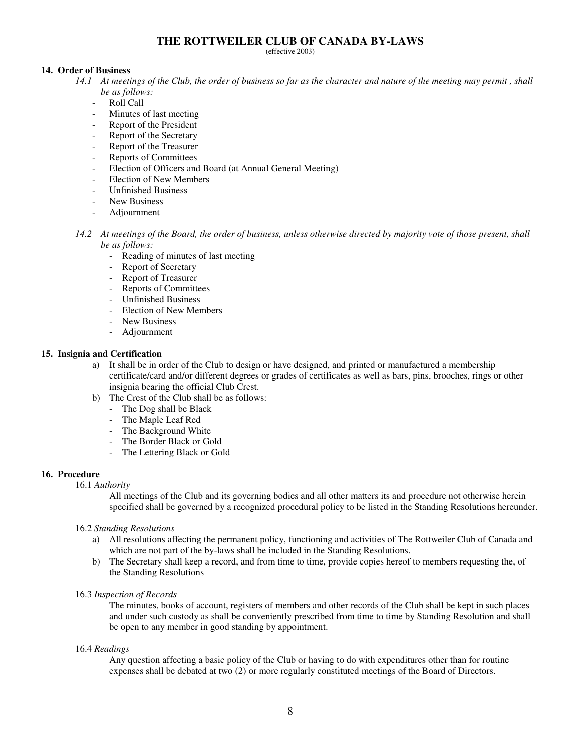## 14. Order of Business

*14.1 At meetings of the Club, the order of business so far as the character and nature of the meeting may permit , shall be as follows:*

- Roll Call
- Minutes of last meeting
- Report of the President
- Report of the Secretary
- Report of the Treasurer
- Reports of Committees
- Election of Officers and Board (at Annual General Meeting)
- Election of New Members
- Unfinished Business
- New Business
- Adjournment

*14.2 At meetings of the Board, the order of business, unless otherwise directed by majority vote of those present, shall be as follows:*

- Reading of minutes of last meeting
- Report of Secretary
- Report of Treasurer
- Reports of Committees
- Unfinished Business
- Election of New Members
- New Business
- Adjournment

## 15. Insignia and Certification

a) It shall be in order of the Club to design or have designed, and printed or manufactured a membership certificate/card and/or different degrees or grades of certificates as well as bars, pins, brooches, rings or other insignia bearing the official Club Crest.

b) The Crest of the Club shall be as follows:
   - The Dog shall be Black
   - The Maple Leaf Red
   - The Background White
   - The Border Black or Gold
   - The Lettering Black or Gold

## 16. Procedure

16.1 *Authority*

All meetings of the Club and its governing bodies and all other matters its and procedure not otherwise herein specified shall be governed by a recognized procedural policy to be listed in the Standing Resolutions hereunder.

16.2 *Standing Resolutions*

a) All resolutions affecting the permanent policy, functioning and activities of The Rottweiler Club of Canada and which are not part of the by-laws shall be included in the Standing Resolutions.

b) The Secretary shall keep a record, and from time to time, provide copies hereof to members requesting the, of the Standing Resolutions

16.3 *Inspection of Records*

The minutes, books of account, registers of members and other records of the Club shall be kept in such places and under such custody as shall be conveniently prescribed from time to time by Standing Resolution and shall be open to any member in good standing by appointment.

16.4 *Readings*

Any question affecting a basic policy of the Club or having to do with expenditures other than for routine expenses shall be debated at two (2) or more regularly constituted meetings of the Board of Directors.